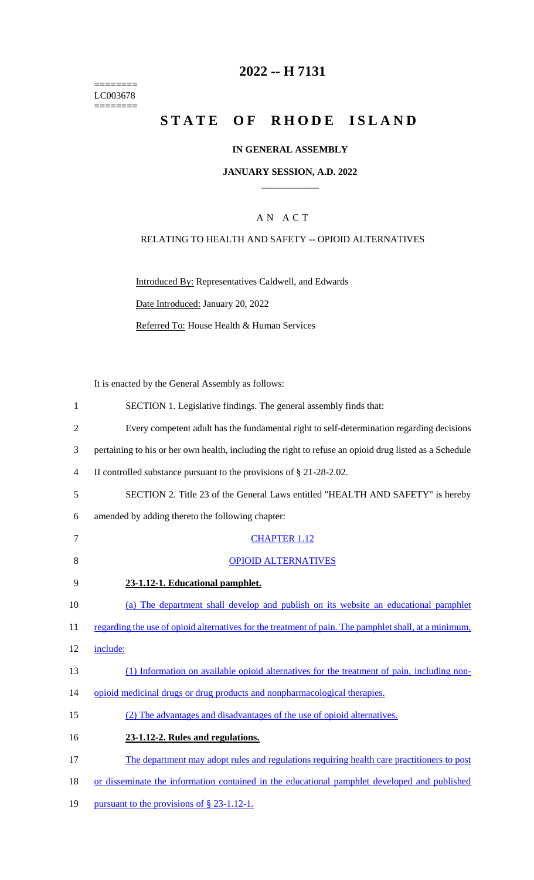# 2022 -- H 7131

========
LC003678
========

# STATE OF RHODE ISLAND

## IN GENERAL ASSEMBLY

### JANUARY SESSION, A.D. 2022

---

A N A C T

RELATING TO HEALTH AND SAFETY -- OPIOID ALTERNATIVES

Introduced By: Representatives Caldwell, and Edwards

Date Introduced: January 20, 2022

Referred To: House Health & Human Services

It is enacted by the General Assembly as follows:

1 SECTION 1. Legislative findings. The general assembly finds that:

2 Every competent adult has the fundamental right to self-determination regarding decisions

3 pertaining to his or her own health, including the right to refuse an opioid drug listed as a Schedule

4 II controlled substance pursuant to the provisions of § 21-28-2.02.

5 SECTION 2. Title 23 of the General Laws entitled "HEALTH AND SAFETY" is hereby

6 amended by adding thereto the following chapter:

7 CHAPTER 1.12

8 OPIOID ALTERNATIVES

9 **23-1.12-1. Educational pamphlet.**

10 (a) The department shall develop and publish on its website an educational pamphlet

11 regarding the use of opioid alternatives for the treatment of pain. The pamphlet shall, at a minimum,

12 include:

13 (1) Information on available opioid alternatives for the treatment of pain, including non-

14 opioid medicinal drugs or drug products and nonpharmacological therapies.

15 (2) The advantages and disadvantages of the use of opioid alternatives.

16 **23-1.12-2. Rules and regulations.**

17 The department may adopt rules and regulations requiring health care practitioners to post

18 or disseminate the information contained in the educational pamphlet developed and published

19 pursuant to the provisions of § 23-1.12-1.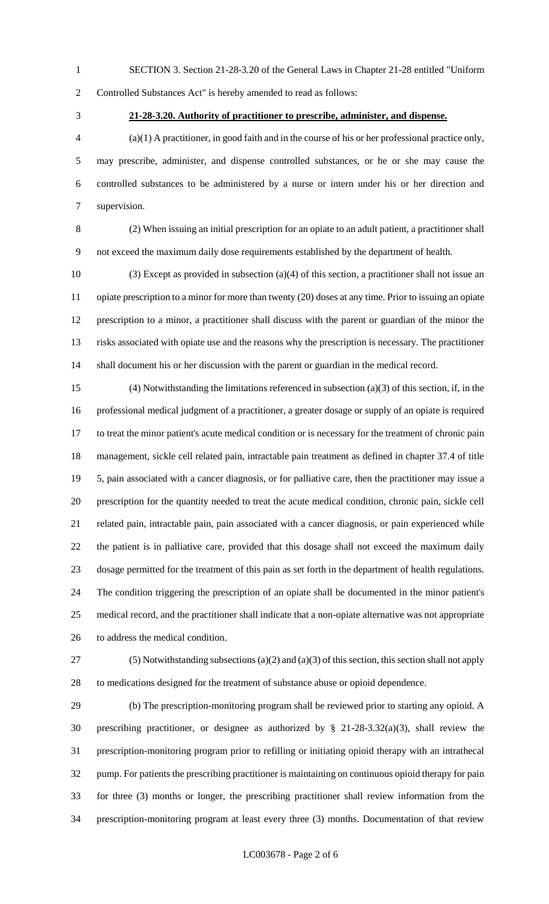SECTION 3. Section 21-28-3.20 of the General Laws in Chapter 21-28 entitled "Uniform Controlled Substances Act" is hereby amended to read as follows:

**21-28-3.20. Authority of practitioner to prescribe, administer, and dispense.**

(a)(1) A practitioner, in good faith and in the course of his or her professional practice only, may prescribe, administer, and dispense controlled substances, or he or she may cause the controlled substances to be administered by a nurse or intern under his or her direction and supervision.

(2) When issuing an initial prescription for an opiate to an adult patient, a practitioner shall not exceed the maximum daily dose requirements established by the department of health.

(3) Except as provided in subsection (a)(4) of this section, a practitioner shall not issue an opiate prescription to a minor for more than twenty (20) doses at any time. Prior to issuing an opiate prescription to a minor, a practitioner shall discuss with the parent or guardian of the minor the risks associated with opiate use and the reasons why the prescription is necessary. The practitioner shall document his or her discussion with the parent or guardian in the medical record.

(4) Notwithstanding the limitations referenced in subsection (a)(3) of this section, if, in the professional medical judgment of a practitioner, a greater dosage or supply of an opiate is required to treat the minor patient's acute medical condition or is necessary for the treatment of chronic pain management, sickle cell related pain, intractable pain treatment as defined in chapter 37.4 of title 5, pain associated with a cancer diagnosis, or for palliative care, then the practitioner may issue a prescription for the quantity needed to treat the acute medical condition, chronic pain, sickle cell related pain, intractable pain, pain associated with a cancer diagnosis, or pain experienced while the patient is in palliative care, provided that this dosage shall not exceed the maximum daily dosage permitted for the treatment of this pain as set forth in the department of health regulations. The condition triggering the prescription of an opiate shall be documented in the minor patient's medical record, and the practitioner shall indicate that a non-opiate alternative was not appropriate to address the medical condition.

(5) Notwithstanding subsections (a)(2) and (a)(3) of this section, this section shall not apply to medications designed for the treatment of substance abuse or opioid dependence.

(b) The prescription-monitoring program shall be reviewed prior to starting any opioid. A prescribing practitioner, or designee as authorized by § 21-28-3.32(a)(3), shall review the prescription-monitoring program prior to refilling or initiating opioid therapy with an intrathecal pump. For patients the prescribing practitioner is maintaining on continuous opioid therapy for pain for three (3) months or longer, the prescribing practitioner shall review information from the prescription-monitoring program at least every three (3) months. Documentation of that review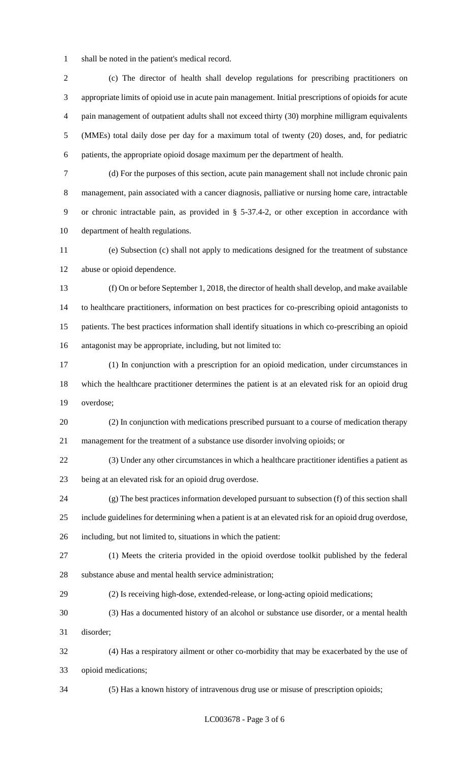shall be noted in the patient's medical record.

(c) The director of health shall develop regulations for prescribing practitioners on appropriate limits of opioid use in acute pain management. Initial prescriptions of opioids for acute pain management of outpatient adults shall not exceed thirty (30) morphine milligram equivalents (MMEs) total daily dose per day for a maximum total of twenty (20) doses, and, for pediatric patients, the appropriate opioid dosage maximum per the department of health.

(d) For the purposes of this section, acute pain management shall not include chronic pain management, pain associated with a cancer diagnosis, palliative or nursing home care, intractable or chronic intractable pain, as provided in § 5-37.4-2, or other exception in accordance with department of health regulations.

(e) Subsection (c) shall not apply to medications designed for the treatment of substance abuse or opioid dependence.

(f) On or before September 1, 2018, the director of health shall develop, and make available to healthcare practitioners, information on best practices for co-prescribing opioid antagonists to patients. The best practices information shall identify situations in which co-prescribing an opioid antagonist may be appropriate, including, but not limited to:

(1) In conjunction with a prescription for an opioid medication, under circumstances in which the healthcare practitioner determines the patient is at an elevated risk for an opioid drug overdose;

(2) In conjunction with medications prescribed pursuant to a course of medication therapy management for the treatment of a substance use disorder involving opioids; or

(3) Under any other circumstances in which a healthcare practitioner identifies a patient as being at an elevated risk for an opioid drug overdose.

(g) The best practices information developed pursuant to subsection (f) of this section shall include guidelines for determining when a patient is at an elevated risk for an opioid drug overdose, including, but not limited to, situations in which the patient:

(1) Meets the criteria provided in the opioid overdose toolkit published by the federal substance abuse and mental health service administration;

(2) Is receiving high-dose, extended-release, or long-acting opioid medications;

(3) Has a documented history of an alcohol or substance use disorder, or a mental health disorder;

(4) Has a respiratory ailment or other co-morbidity that may be exacerbated by the use of opioid medications;

(5) Has a known history of intravenous drug use or misuse of prescription opioids;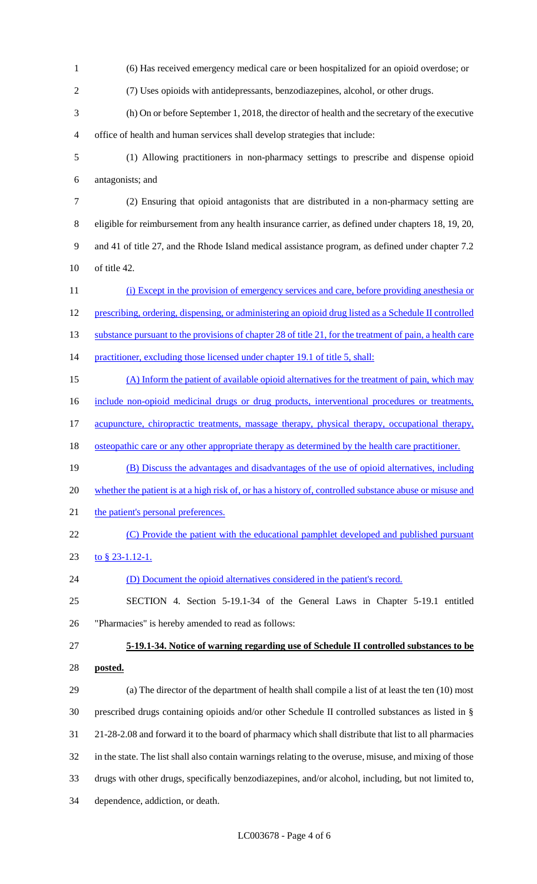(6) Has received emergency medical care or been hospitalized for an opioid overdose; or

(7) Uses opioids with antidepressants, benzodiazepines, alcohol, or other drugs.

(h) On or before September 1, 2018, the director of health and the secretary of the executive office of health and human services shall develop strategies that include:

(1) Allowing practitioners in non-pharmacy settings to prescribe and dispense opioid antagonists; and

(2) Ensuring that opioid antagonists that are distributed in a non-pharmacy setting are eligible for reimbursement from any health insurance carrier, as defined under chapters 18, 19, 20, and 41 of title 27, and the Rhode Island medical assistance program, as defined under chapter 7.2 of title 42.

(i) Except in the provision of emergency services and care, before providing anesthesia or prescribing, ordering, dispensing, or administering an opioid drug listed as a Schedule II controlled substance pursuant to the provisions of chapter 28 of title 21, for the treatment of pain, a health care practitioner, excluding those licensed under chapter 19.1 of title 5, shall:

(A) Inform the patient of available opioid alternatives for the treatment of pain, which may include non-opioid medicinal drugs or drug products, interventional procedures or treatments, acupuncture, chiropractic treatments, massage therapy, physical therapy, occupational therapy, osteopathic care or any other appropriate therapy as determined by the health care practitioner.

(B) Discuss the advantages and disadvantages of the use of opioid alternatives, including whether the patient is at a high risk of, or has a history of, controlled substance abuse or misuse and the patient's personal preferences.

(C) Provide the patient with the educational pamphlet developed and published pursuant to § 23-1.12-1.

(D) Document the opioid alternatives considered in the patient's record.

SECTION 4. Section 5-19.1-34 of the General Laws in Chapter 5-19.1 entitled "Pharmacies" is hereby amended to read as follows:

**5-19.1-34. Notice of warning regarding use of Schedule II controlled substances to be posted.**

(a) The director of the department of health shall compile a list of at least the ten (10) most prescribed drugs containing opioids and/or other Schedule II controlled substances as listed in § 21-28-2.08 and forward it to the board of pharmacy which shall distribute that list to all pharmacies in the state. The list shall also contain warnings relating to the overuse, misuse, and mixing of those drugs with other drugs, specifically benzodiazepines, and/or alcohol, including, but not limited to, dependence, addiction, or death.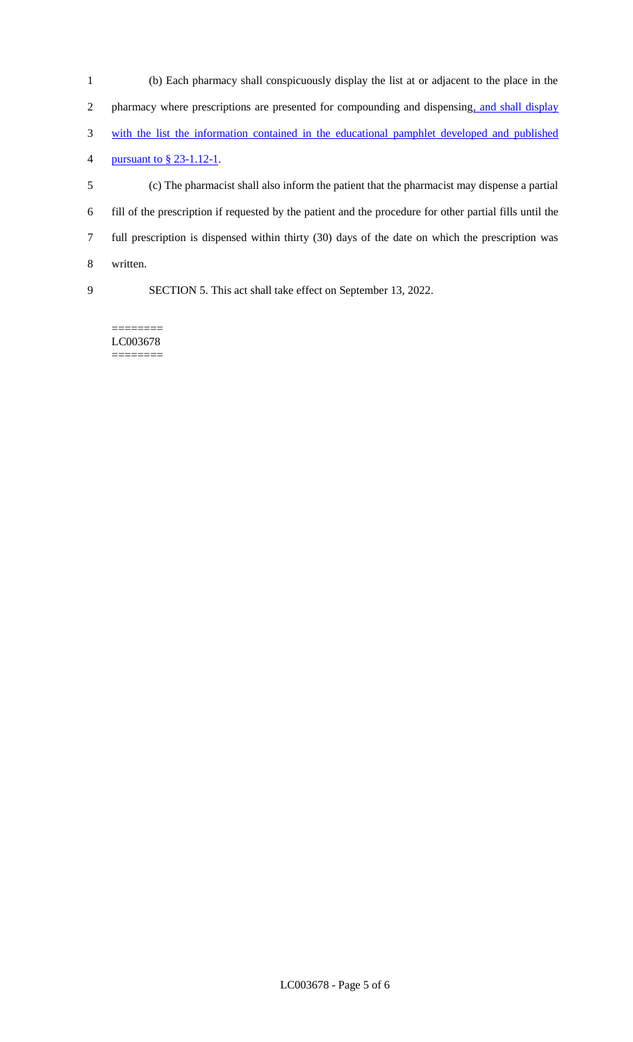(b) Each pharmacy shall conspicuously display the list at or adjacent to the place in the pharmacy where prescriptions are presented for compounding and dispensing, and shall display with the list the information contained in the educational pamphlet developed and published pursuant to § 23-1.12-1.

(c) The pharmacist shall also inform the patient that the pharmacist may dispense a partial fill of the prescription if requested by the patient and the procedure for other partial fills until the full prescription is dispensed within thirty (30) days of the date on which the prescription was written.

SECTION 5. This act shall take effect on September 13, 2022.

========
LC003678
========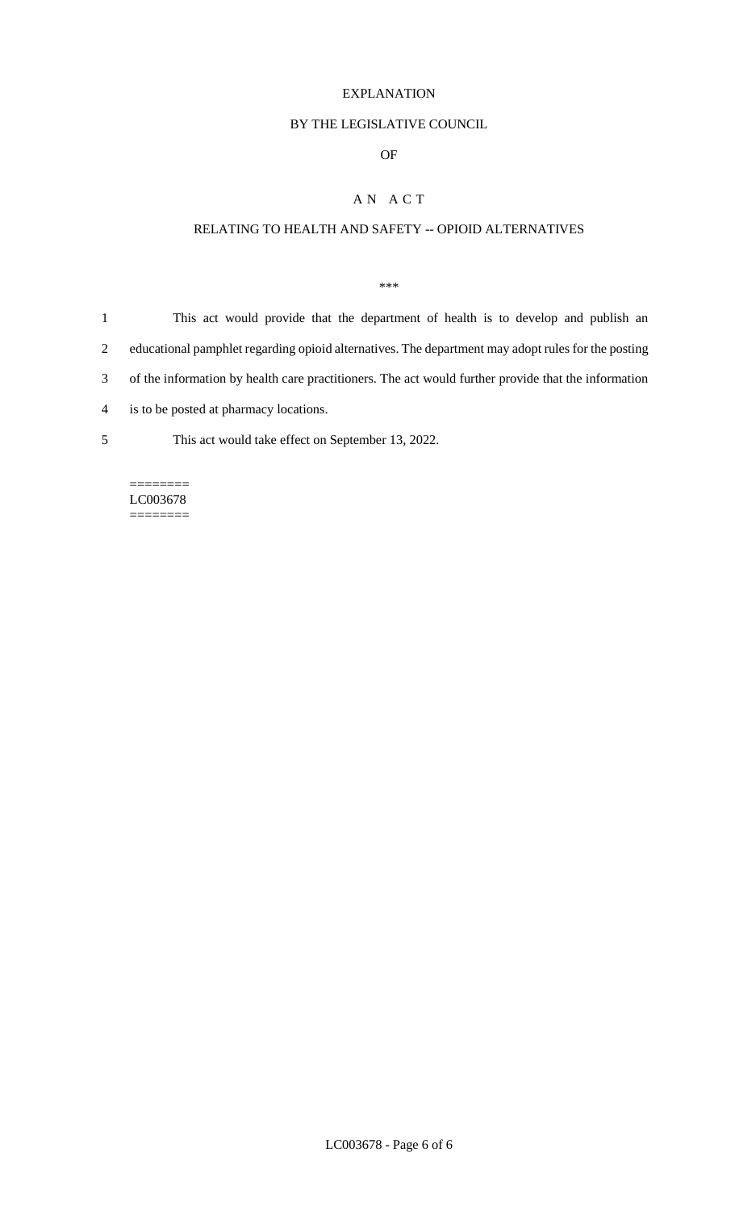EXPLANATION

BY THE LEGISLATIVE COUNCIL

OF

A N A C T

RELATING TO HEALTH AND SAFETY -- OPIOID ALTERNATIVES

\*\*\*

1 This act would provide that the department of health is to develop and publish an
2 educational pamphlet regarding opioid alternatives. The department may adopt rules for the posting
3 of the information by health care practitioners. The act would further provide that the information
4 is to be posted at pharmacy locations.

5 This act would take effect on September 13, 2022.

========
LC003678
========